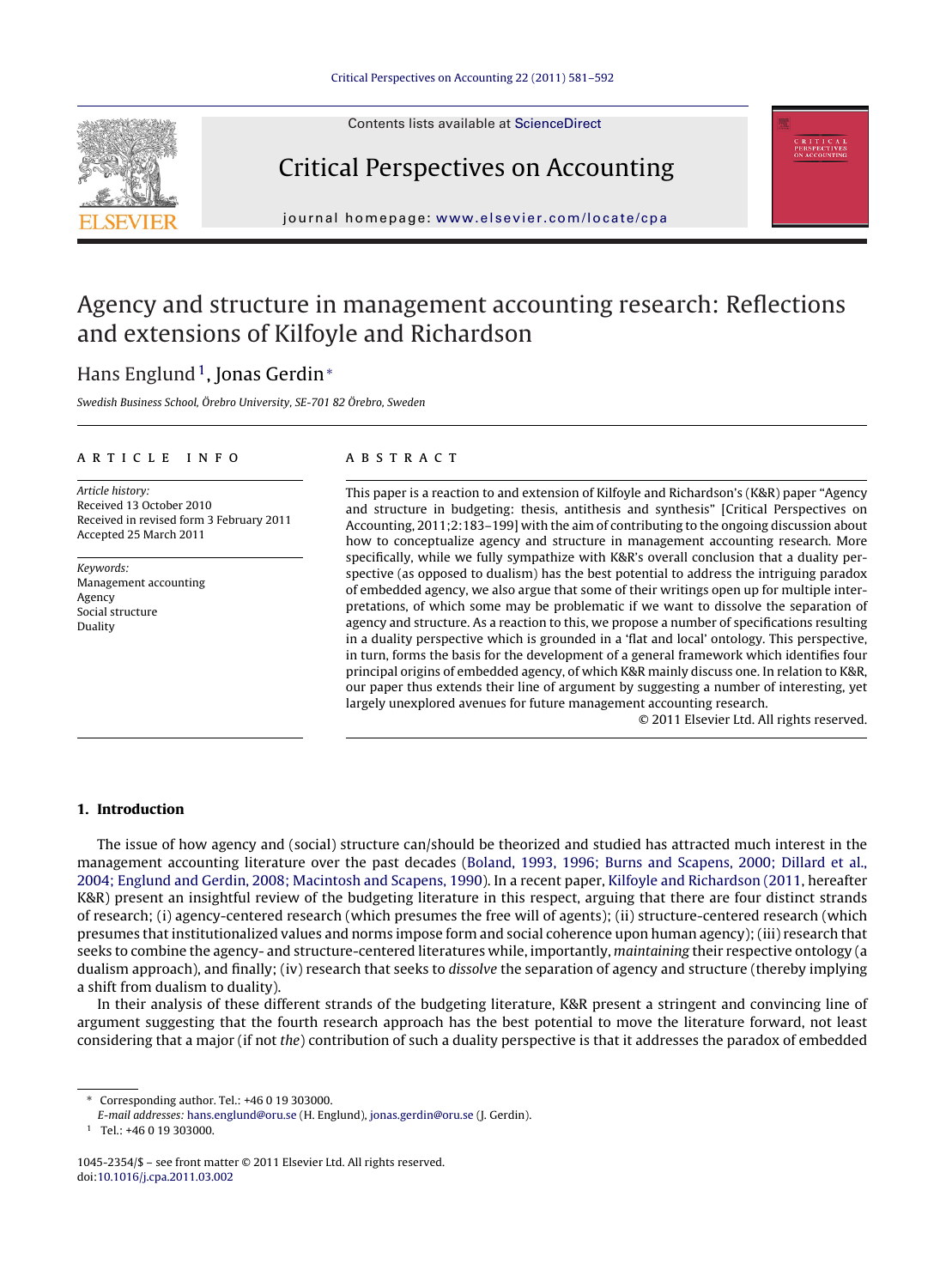Contents lists available at ScienceDirect

# Critical Perspectives on Accounting

journal homepage: www.elsevier.com/locate/cpa

# Agency and structure in management accounting research: Reflections and extensions of Kilfoyle and Richardson

Hans Englund[1], Jonas Gerdin*

*Swedish Business School, Örebro University, SE-701 82 Örebro, Sweden*

## ARTICLE INFO

*Article history:*
Received 13 October 2010
Received in revised form 3 February 2011
Accepted 25 March 2011

*Keywords:*
Management accounting
Agency
Social structure
Duality

## ABSTRACT

This paper is a reaction to and extension of Kilfoyle and Richardson's (K&R) paper "Agency and structure in budgeting: thesis, antithesis and synthesis" [Critical Perspectives on Accounting, 2011;2:183–199] with the aim of contributing to the ongoing discussion about how to conceptualize agency and structure in management accounting research. More specifically, while we fully sympathize with K&R's overall conclusion that a duality perspective (as opposed to dualism) has the best potential to address the intriguing paradox of embedded agency, we also argue that some of their writings open up for multiple interpretations, of which some may be problematic if we want to dissolve the separation of agency and structure. As a reaction to this, we propose a number of specifications resulting in a duality perspective which is grounded in a 'flat and local' ontology. This perspective, in turn, forms the basis for the development of a general framework which identifies four principal origins of embedded agency, of which K&R mainly discuss one. In relation to K&R, our paper thus extends their line of argument by suggesting a number of interesting, yet largely unexplored avenues for future management accounting research.

© 2011 Elsevier Ltd. All rights reserved.

## 1. Introduction

The issue of how agency and (social) structure can/should be theorized and studied has attracted much interest in the management accounting literature over the past decades (Boland, 1993, 1996; Burns and Scapens, 2000; Dillard et al., 2004; Englund and Gerdin, 2008; Macintosh and Scapens, 1990). In a recent paper, Kilfoyle and Richardson (2011, hereafter K&R) present an insightful review of the budgeting literature in this respect, arguing that there are four distinct strands of research; (i) agency-centered research (which presumes the free will of agents); (ii) structure-centered research (which presumes that institutionalized values and norms impose form and social coherence upon human agency); (iii) research that seeks to combine the agency- and structure-centered literatures while, importantly, *maintaining* their respective ontology (a dualism approach), and finally; (iv) research that seeks to *dissolve* the separation of agency and structure (thereby implying a shift from dualism to duality).

In their analysis of these different strands of the budgeting literature, K&R present a stringent and convincing line of argument suggesting that the fourth research approach has the best potential to move the literature forward, not least considering that a major (if not *the*) contribution of such a duality perspective is that it addresses the paradox of embedded

\* Corresponding author. Tel.: +46 0 19 303000.
*E-mail addresses:* hans.englund@oru.se (H. Englund), jonas.gerdin@oru.se (J. Gerdin).

[1] Tel.: +46 0 19 303000.

1045-2354/$ – see front matter © 2011 Elsevier Ltd. All rights reserved.
doi:10.1016/j.cpa.2011.03.002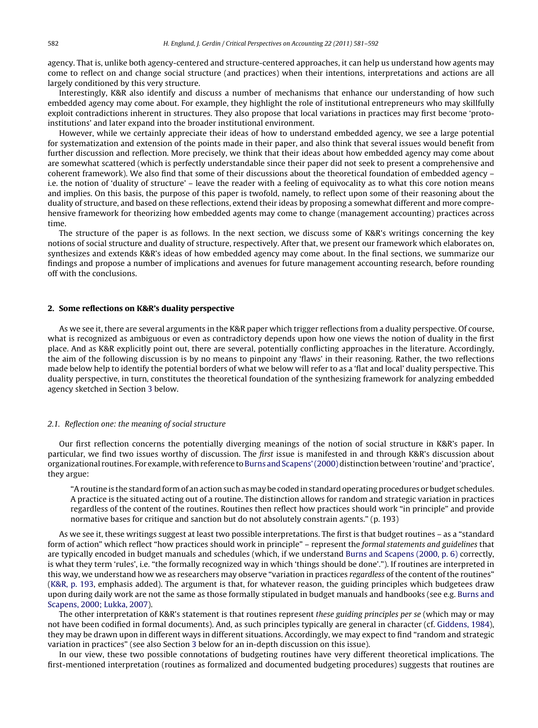agency. That is, unlike both agency-centered and structure-centered approaches, it can help us understand how agents may come to reflect on and change social structure (and practices) when their intentions, interpretations and actions are all largely conditioned by this very structure.

Interestingly, K&R also identify and discuss a number of mechanisms that enhance our understanding of how such embedded agency may come about. For example, they highlight the role of institutional entrepreneurs who may skillfully exploit contradictions inherent in structures. They also propose that local variations in practices may first become 'proto-institutions' and later expand into the broader institutional environment.

However, while we certainly appreciate their ideas of how to understand embedded agency, we see a large potential for systematization and extension of the points made in their paper, and also think that several issues would benefit from further discussion and reflection. More precisely, we think that their ideas about how embedded agency may come about are somewhat scattered (which is perfectly understandable since their paper did not seek to present a comprehensive and coherent framework). We also find that some of their discussions about the theoretical foundation of embedded agency – i.e. the notion of 'duality of structure' – leave the reader with a feeling of equivocality as to what this core notion means and implies. On this basis, the purpose of this paper is twofold, namely, to reflect upon some of their reasoning about the duality of structure, and based on these reflections, extend their ideas by proposing a somewhat different and more comprehensive framework for theorizing how embedded agents may come to change (management accounting) practices across time.

The structure of the paper is as follows. In the next section, we discuss some of K&R's writings concerning the key notions of social structure and duality of structure, respectively. After that, we present our framework which elaborates on, synthesizes and extends K&R's ideas of how embedded agency may come about. In the final sections, we summarize our findings and propose a number of implications and avenues for future management accounting research, before rounding off with the conclusions.

## 2. Some reflections on K&R's duality perspective

As we see it, there are several arguments in the K&R paper which trigger reflections from a duality perspective. Of course, what is recognized as ambiguous or even as contradictory depends upon how one views the notion of duality in the first place. And as K&R explicitly point out, there are several, potentially conflicting approaches in the literature. Accordingly, the aim of the following discussion is by no means to pinpoint any 'flaws' in their reasoning. Rather, the two reflections made below help to identify the potential borders of what we below will refer to as a 'flat and local' duality perspective. This duality perspective, in turn, constitutes the theoretical foundation of the synthesizing framework for analyzing embedded agency sketched in Section 3 below.

### 2.1. Reflection one: the meaning of social structure

Our first reflection concerns the potentially diverging meanings of the notion of social structure in K&R's paper. In particular, we find two issues worthy of discussion. The *first* issue is manifested in and through K&R's discussion about organizational routines. For example, with reference to Burns and Scapens' (2000) distinction between 'routine' and 'practice', they argue:

> "A routine is the standard form of an action such as may be coded in standard operating procedures or budget schedules. A practice is the situated acting out of a routine. The distinction allows for random and strategic variation in practices regardless of the content of the routines. Routines then reflect how practices should work "in principle" and provide normative bases for critique and sanction but do not absolutely constrain agents." (p. 193)

As we see it, these writings suggest at least two possible interpretations. The first is that budget routines – as a "standard form of action" which reflect "how practices should work in principle" – represent the *formal statements and guidelines* that are typically encoded in budget manuals and schedules (which, if we understand Burns and Scapens (2000, p. 6) correctly, is what they term 'rules', i.e. "the formally recognized way in which 'things should be done'."). If routines are interpreted in this way, we understand how we as researchers may observe "variation in practices *regardless* of the content of the routines" (K&R, p. 193, emphasis added). The argument is that, for whatever reason, the guiding principles which budgetees draw upon during daily work are not the same as those formally stipulated in budget manuals and handbooks (see e.g. Burns and Scapens, 2000; Lukka, 2007).

The other interpretation of K&R's statement is that routines represent *these guiding principles per se* (which may or may not have been codified in formal documents). And, as such principles typically are general in character (cf. Giddens, 1984), they may be drawn upon in different ways in different situations. Accordingly, we may expect to find "random and strategic variation in practices" (see also Section 3 below for an in-depth discussion on this issue).

In our view, these two possible connotations of budgeting routines have very different theoretical implications. The first-mentioned interpretation (routines as formalized and documented budgeting procedures) suggests that routines are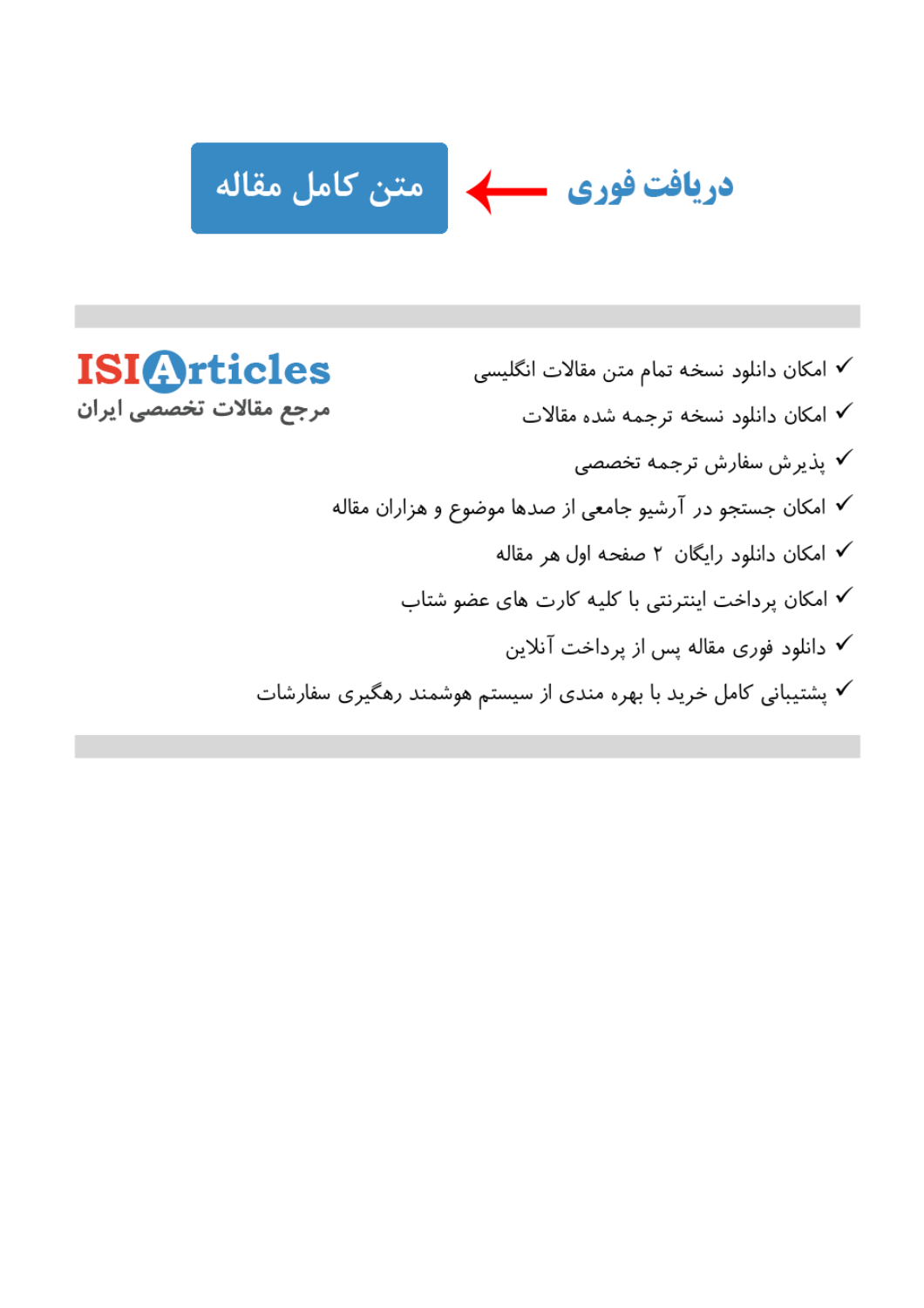دریافت فوری ← **متن کامل مقاله**

**ISIArticles**
مرجع مقالات تخصصی ایران

- ✓ امکان دانلود نسخه تمام متن مقالات انگلیسی
- ✓ امکان دانلود نسخه ترجمه شده مقالات
- ✓ پذیرش سفارش ترجمه تخصصی
- ✓ امکان جستجو در آرشیو جامعی از صدها موضوع و هزاران مقاله
- ✓ امکان دانلود رایگان ۲ صفحه اول هر مقاله
- ✓ امکان پرداخت اینترنتی با کلیه کارت های عضو شتاب
- ✓ دانلود فوری مقاله پس از پرداخت آنلاین
- ✓ پشتیبانی کامل خرید با بهره مندی از سیستم هوشمند رهگیری سفارشات